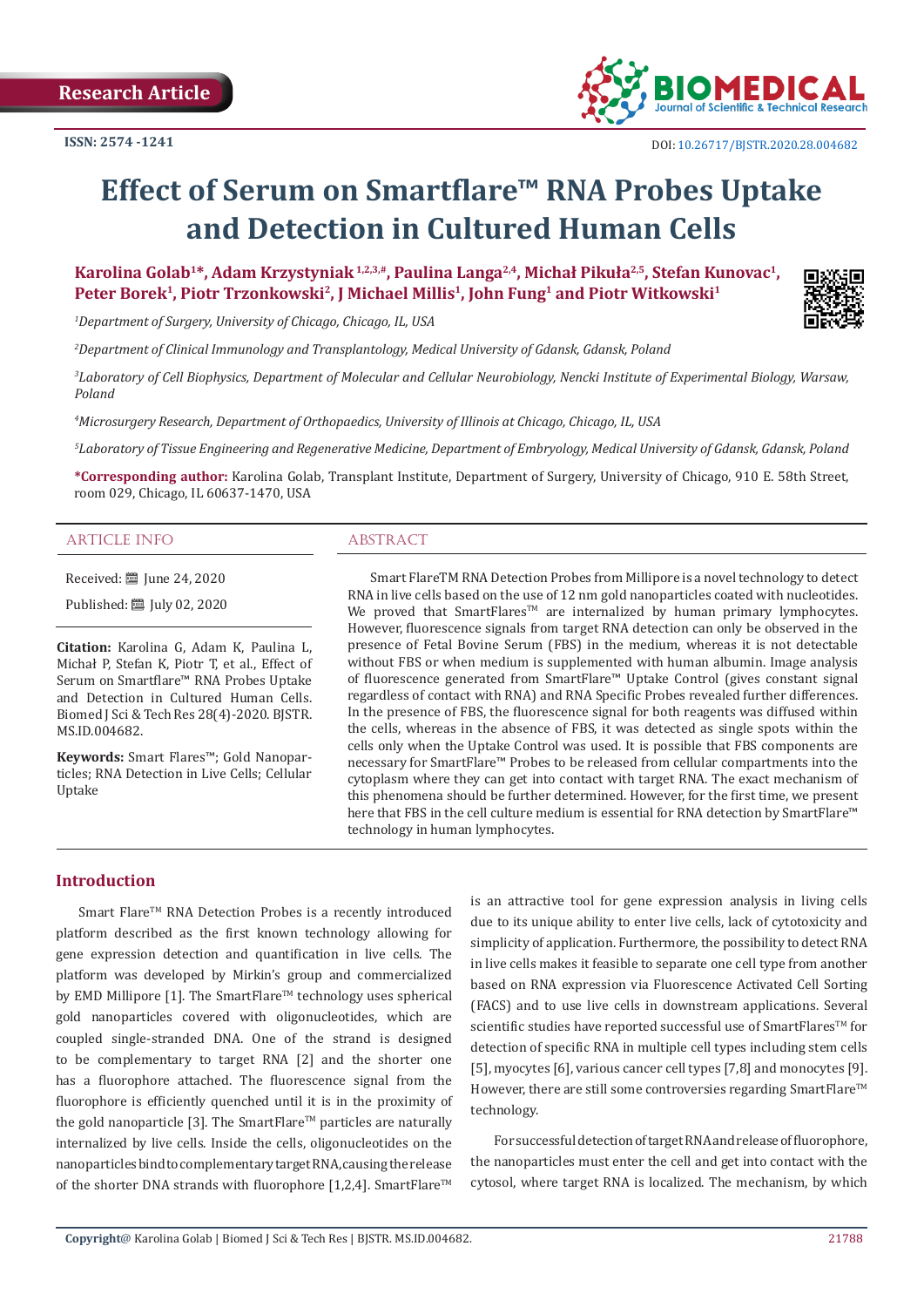Research Article

ISSN: 2574 -1241

DOI: 10.26717/BJSTR.2020.28.004682

# Effect of Serum on Smartflare™ RNA Probes Uptake and Detection in Cultured Human Cells

**Karolina Golab[1]*, Adam Krzystyniak [1,2,3,#], Paulina Langa[2,4], Michał Pikuła[2,5], Stefan Kunovac[1], Peter Borek[1], Piotr Trzonkowski[2], J Michael Millis[1], John Fung[1] and Piotr Witkowski[1]**

*[1]Department of Surgery, University of Chicago, Chicago, IL, USA*

*[2]Department of Clinical Immunology and Transplantology, Medical University of Gdansk, Gdansk, Poland*

*[3]Laboratory of Cell Biophysics, Department of Molecular and Cellular Neurobiology, Nencki Institute of Experimental Biology, Warsaw, Poland*

*[4]Microsurgery Research, Department of Orthopaedics, University of Illinois at Chicago, Chicago, IL, USA*

*[5]Laboratory of Tissue Engineering and Regenerative Medicine, Department of Embryology, Medical University of Gdansk, Gdansk, Poland*

**\*Corresponding author:** Karolina Golab, Transplant Institute, Department of Surgery, University of Chicago, 910 E. 58th Street, room 029, Chicago, IL 60637-1470, USA

## ARTICLE INFO

Received: June 24, 2020

Published: July 02, 2020

**Citation:** Karolina G, Adam K, Paulina L, Michał P, Stefan K, Piotr T, et al., Effect of Serum on Smartflare™ RNA Probes Uptake and Detection in Cultured Human Cells. Biomed J Sci & Tech Res 28(4)-2020. BJSTR. MS.ID.004682.

**Keywords:** Smart Flares™; Gold Nanoparticles; RNA Detection in Live Cells; Cellular Uptake

## ABSTRACT

Smart FlareTM RNA Detection Probes from Millipore is a novel technology to detect RNA in live cells based on the use of 12 nm gold nanoparticles coated with nucleotides. We proved that SmartFlares™ are internalized by human primary lymphocytes. However, fluorescence signals from target RNA detection can only be observed in the presence of Fetal Bovine Serum (FBS) in the medium, whereas it is not detectable without FBS or when medium is supplemented with human albumin. Image analysis of fluorescence generated from SmartFlare™ Uptake Control (gives constant signal regardless of contact with RNA) and RNA Specific Probes revealed further differences. In the presence of FBS, the fluorescence signal for both reagents was diffused within the cells, whereas in the absence of FBS, it was detected as single spots within the cells only when the Uptake Control was used. It is possible that FBS components are necessary for SmartFlare™ Probes to be released from cellular compartments into the cytoplasm where they can get into contact with target RNA. The exact mechanism of this phenomena should be further determined. However, for the first time, we present here that FBS in the cell culture medium is essential for RNA detection by SmartFlare™ technology in human lymphocytes.

## Introduction

Smart Flare™ RNA Detection Probes is a recently introduced platform described as the first known technology allowing for gene expression detection and quantification in live cells. The platform was developed by Mirkin's group and commercialized by EMD Millipore [1]. The SmartFlare™ technology uses spherical gold nanoparticles covered with oligonucleotides, which are coupled single-stranded DNA. One of the strand is designed to be complementary to target RNA [2] and the shorter one has a fluorophore attached. The fluorescence signal from the fluorophore is efficiently quenched until it is in the proximity of the gold nanoparticle [3]. The SmartFlare™ particles are naturally internalized by live cells. Inside the cells, oligonucleotides on the nanoparticles bind to complementary target RNA, causing the release of the shorter DNA strands with fluorophore [1,2,4]. SmartFlare™ is an attractive tool for gene expression analysis in living cells due to its unique ability to enter live cells, lack of cytotoxicity and simplicity of application. Furthermore, the possibility to detect RNA in live cells makes it feasible to separate one cell type from another based on RNA expression via Fluorescence Activated Cell Sorting (FACS) and to use live cells in downstream applications. Several scientific studies have reported successful use of SmartFlares™ for detection of specific RNA in multiple cell types including stem cells [5], myocytes [6], various cancer cell types [7,8] and monocytes [9]. However, there are still some controversies regarding SmartFlare™ technology.

For successful detection of target RNA and release of fluorophore, the nanoparticles must enter the cell and get into contact with the cytosol, where target RNA is localized. The mechanism, by which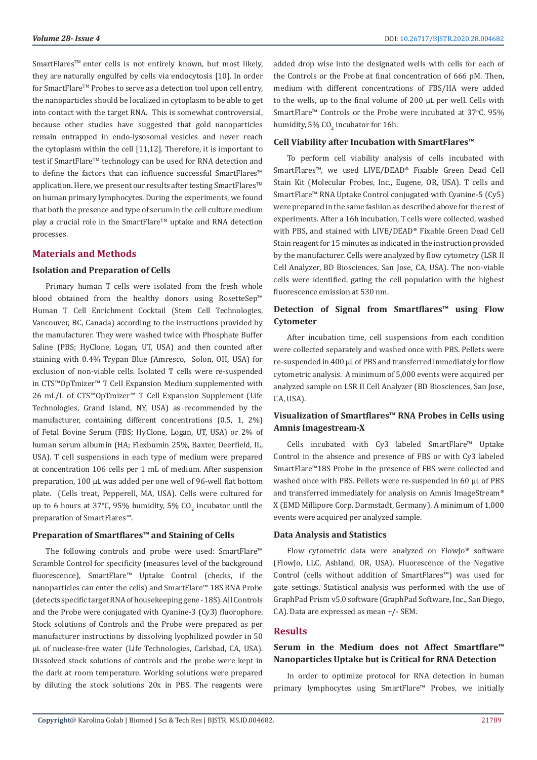SmartFlares™ enter cells is not entirely known, but most likely, they are naturally engulfed by cells via endocytosis [10]. In order for SmartFlare™ Probes to serve as a detection tool upon cell entry, the nanoparticles should be localized in cytoplasm to be able to get into contact with the target RNA. This is somewhat controversial, because other studies have suggested that gold nanoparticles remain entrapped in endo-lysosomal vesicles and never reach the cytoplasm within the cell [11,12]. Therefore, it is important to test if SmartFlare™ technology can be used for RNA detection and to define the factors that can influence successful SmartFlares™ application. Here, we present our results after testing SmartFlares™ on human primary lymphocytes. During the experiments, we found that both the presence and type of serum in the cell culture medium play a crucial role in the SmartFlare™ uptake and RNA detection processes.

## Materials and Methods

### Isolation and Preparation of Cells

Primary human T cells were isolated from the fresh whole blood obtained from the healthy donors using RosetteSep™ Human T Cell Enrichment Cocktail (Stem Cell Technologies, Vancouver, BC, Canada) according to the instructions provided by the manufacturer. They were washed twice with Phosphate Buffer Saline (PBS; HyClone, Logan, UT, USA) and then counted after staining with 0.4% Trypan Blue (Amresco, Solon, OH, USA) for exclusion of non-viable cells. Isolated T cells were re-suspended in CTS™OpTmizer™ T Cell Expansion Medium supplemented with 26 mL/L of CTS™OpTmizer™ T Cell Expansion Supplement (Life Technologies, Grand Island, NY, USA) as recommended by the manufacturer, containing different concentrations (0.5, 1, 2%) of Fetal Bovine Serum (FBS; HyClone, Logan, UT, USA) or 2% of human serum albumin (HA; Flexbumin 25%, Baxter, Deerfield, IL, USA). T cell suspensions in each type of medium were prepared at concentration 106 cells per 1 mL of medium. After suspension preparation, 100 µL was added per one well of 96-well flat bottom plate. (Cells treat, Pepperell, MA, USA). Cells were cultured for up to 6 hours at 37°C, 95% humidity, 5% $CO_2$ incubator until the preparation of SmartFlares™.

### Preparation of Smartflares™ and Staining of Cells

The following controls and probe were used: SmartFlare™ Scramble Control for specificity (measures level of the background fluorescence), SmartFlare™ Uptake Control (checks, if the nanoparticles can enter the cells) and SmartFlare™ 18S RNA Probe (detects specific target RNA of housekeeping gene - 18S). All Controls and the Probe were conjugated with Cyanine-3 (Cy3) fluorophore. Stock solutions of Controls and the Probe were prepared as per manufacturer instructions by dissolving lyophilized powder in 50 µL of nuclease-free water (Life Technologies, Carlsbad, CA, USA). Dissolved stock solutions of controls and the probe were kept in the dark at room temperature. Working solutions were prepared by diluting the stock solutions 20x in PBS. The reagents were added drop wise into the designated wells with cells for each of the Controls or the Probe at final concentration of 666 pM. Then, medium with different concentrations of FBS/HA were added to the wells, up to the final volume of 200 µL per well. Cells with SmartFlare™ Controls or the Probe were incubated at 37°C, 95% humidity, 5% $CO_2$ incubator for 16h.

### Cell Viability after Incubation with SmartFlares™

To perform cell viability analysis of cells incubated with SmartFlares™, we used LIVE/DEAD® Fixable Green Dead Cell Stain Kit (Molecular Probes, Inc., Eugene, OR, USA). T cells and SmartFlare™ RNA Uptake Control conjugated with Cyanine-5 (Cy5) were prepared in the same fashion as described above for the rest of experiments. After a 16h incubation, T cells were collected, washed with PBS, and stained with LIVE/DEAD® Fixable Green Dead Cell Stain reagent for 15 minutes as indicated in the instruction provided by the manufacturer. Cells were analyzed by flow cytometry (LSR II Cell Analyzer, BD Biosciences, San Jose, CA, USA). The non-viable cells were identified, gating the cell population with the highest fluorescence emission at 530 nm.

### Detection of Signal from Smartflares™ using Flow Cytometer

After incubation time, cell suspensions from each condition were collected separately and washed once with PBS. Pellets were re-suspended in 400 µL of PBS and transferred immediately for flow cytometric analysis. A minimum of 5,000 events were acquired per analyzed sample on LSR II Cell Analyzer (BD Biosciences, San Jose, CA, USA).

### Visualization of Smartflares™ RNA Probes in Cells using Amnis Imagestream-X

Cells incubated with Cy3 labeled SmartFlare™ Uptake Control in the absence and presence of FBS or with Cy3 labeled SmartFlare™18S Probe in the presence of FBS were collected and washed once with PBS. Pellets were re-suspended in 60 µL of PBS and transferred immediately for analysis on Amnis ImageStream® X (EMD Millipore Corp. Darmstadt, Germany). A minimum of 1,000 events were acquired per analyzed sample.

### Data Analysis and Statistics

Flow cytometric data were analyzed on FlowJo® software (FlowJo, LLC, Ashland, OR, USA). Fluorescence of the Negative Control (cells without addition of SmartFlares™) was used for gate settings. Statistical analysis was performed with the use of GraphPad Prism v5.0 software (GraphPad Software, Inc., San Diego, CA). Data are expressed as mean +/- SEM.

## Results

### Serum in the Medium does not Affect Smartflare™ Nanoparticles Uptake but is Critical for RNA Detection

In order to optimize protocol for RNA detection in human primary lymphocytes using SmartFlare™ Probes, we initially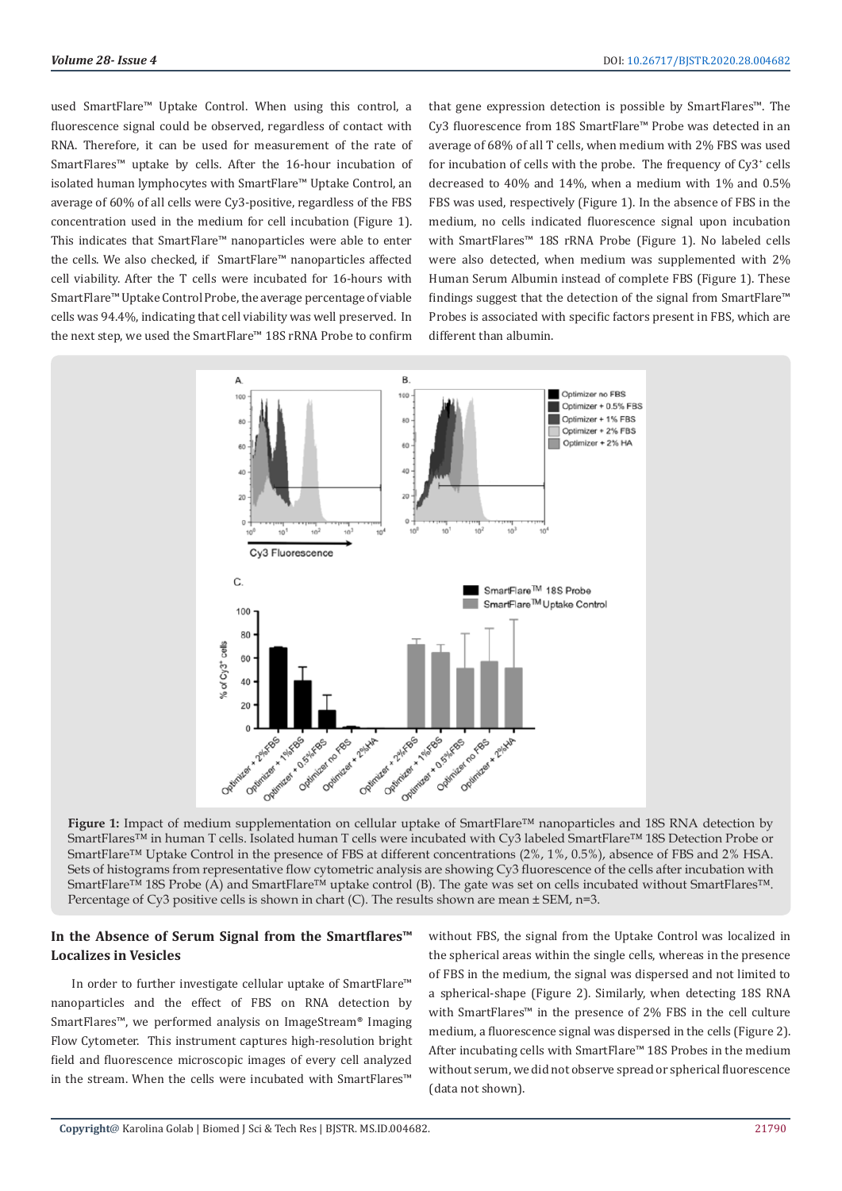used SmartFlare™ Uptake Control. When using this control, a fluorescence signal could be observed, regardless of contact with RNA. Therefore, it can be used for measurement of the rate of SmartFlares™ uptake by cells. After the 16-hour incubation of isolated human lymphocytes with SmartFlare™ Uptake Control, an average of 60% of all cells were Cy3-positive, regardless of the FBS concentration used in the medium for cell incubation (Figure 1). This indicates that SmartFlare™ nanoparticles were able to enter the cells. We also checked, if SmartFlare™ nanoparticles affected cell viability. After the T cells were incubated for 16-hours with SmartFlare™ Uptake Control Probe, the average percentage of viable cells was 94.4%, indicating that cell viability was well preserved. In the next step, we used the SmartFlare™ 18S rRNA Probe to confirm that gene expression detection is possible by SmartFlares™. The Cy3 fluorescence from 18S SmartFlare™ Probe was detected in an average of 68% of all T cells, when medium with 2% FBS was used for incubation of cells with the probe. The frequency of Cy3$^{+}$ cells decreased to 40% and 14%, when a medium with 1% and 0.5% FBS was used, respectively (Figure 1). In the absence of FBS in the medium, no cells indicated fluorescence signal upon incubation with SmartFlares™ 18S rRNA Probe (Figure 1). No labeled cells were also detected, when medium was supplemented with 2% Human Serum Albumin instead of complete FBS (Figure 1). These findings suggest that the detection of the signal from SmartFlare™ Probes is associated with specific factors present in FBS, which are different than albumin.

**Figure 1:** Impact of medium supplementation on cellular uptake of SmartFlare™ nanoparticles and 18S RNA detection by SmartFlares™ in human T cells. Isolated human T cells were incubated with Cy3 labeled SmartFlare™ 18S Detection Probe or SmartFlare™ Uptake Control in the presence of FBS at different concentrations (2%, 1%, 0.5%), absence of FBS and 2% HSA. Sets of histograms from representative flow cytometric analysis are showing Cy3 fluorescence of the cells after incubation with SmartFlare™ 18S Probe (A) and SmartFlare™ uptake control (B). The gate was set on cells incubated without SmartFlares™. Percentage of Cy3 positive cells is shown in chart (C). The results shown are mean ± SEM, n=3.

## In the Absence of Serum Signal from the Smartflares™ Localizes in Vesicles

In order to further investigate cellular uptake of SmartFlare™ nanoparticles and the effect of FBS on RNA detection by SmartFlares™, we performed analysis on ImageStream® Imaging Flow Cytometer. This instrument captures high-resolution bright field and fluorescence microscopic images of every cell analyzed in the stream. When the cells were incubated with SmartFlares™ without FBS, the signal from the Uptake Control was localized in the spherical areas within the single cells, whereas in the presence of FBS in the medium, the signal was dispersed and not limited to a spherical-shape (Figure 2). Similarly, when detecting 18S RNA with SmartFlares™ in the presence of 2% FBS in the cell culture medium, a fluorescence signal was dispersed in the cells (Figure 2). After incubating cells with SmartFlare™ 18S Probes in the medium without serum, we did not observe spread or spherical fluorescence (data not shown).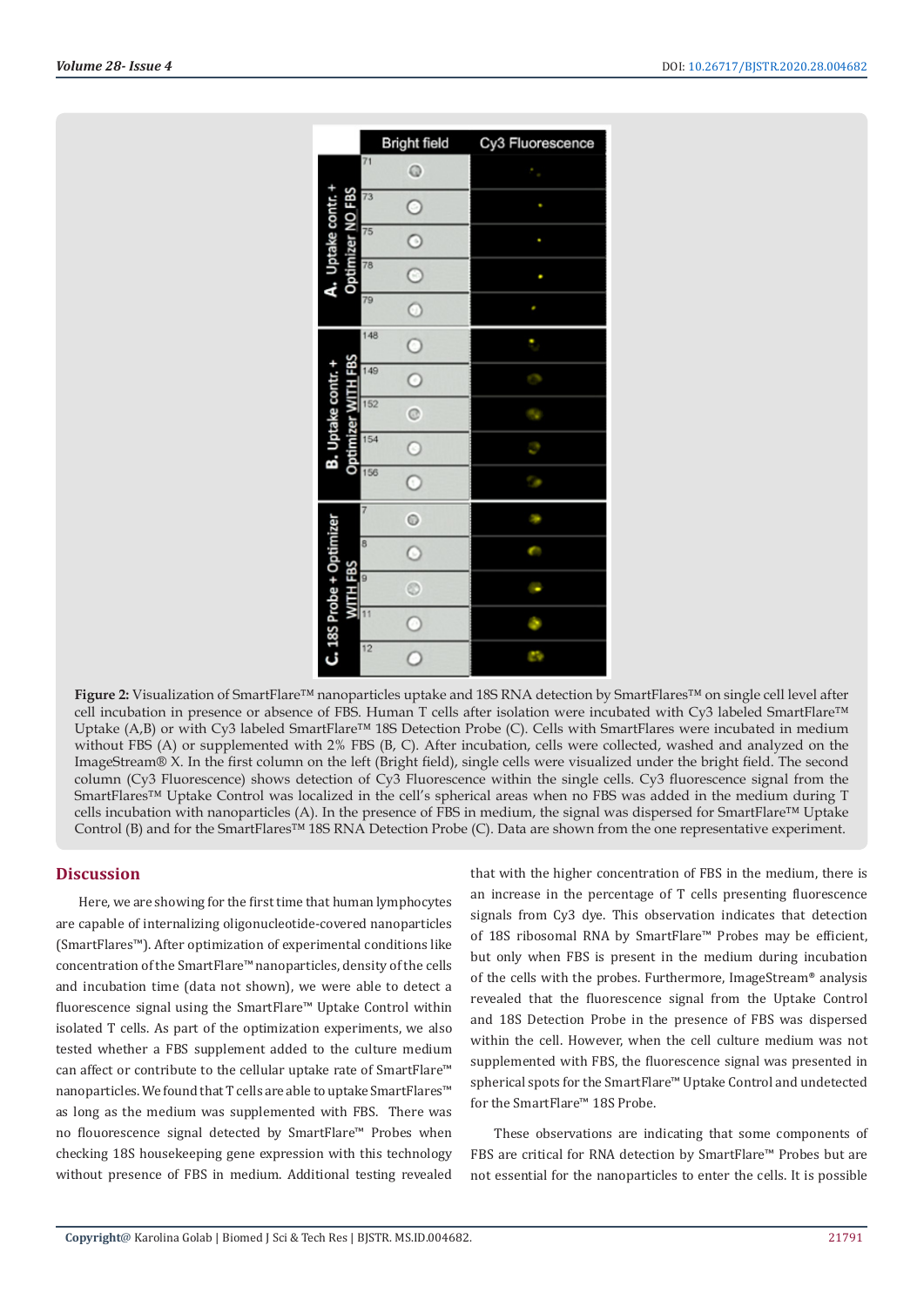**Figure 2:** Visualization of SmartFlare™ nanoparticles uptake and 18S RNA detection by SmartFlares™ on single cell level after cell incubation in presence or absence of FBS. Human T cells after isolation were incubated with Cy3 labeled SmartFlare™ Uptake (A,B) or with Cy3 labeled SmartFlare™ 18S Detection Probe (C). Cells with SmartFlares were incubated in medium without FBS (A) or supplemented with 2% FBS (B, C). After incubation, cells were collected, washed and analyzed on the ImageStream® X. In the first column on the left (Bright field), single cells were visualized under the bright field. The second column (Cy3 Fluorescence) shows detection of Cy3 Fluorescence within the single cells. Cy3 fluorescence signal from the SmartFlares™ Uptake Control was localized in the cell's spherical areas when no FBS was added in the medium during T cells incubation with nanoparticles (A). In the presence of FBS in medium, the signal was dispersed for SmartFlare™ Uptake Control (B) and for the SmartFlares™ 18S RNA Detection Probe (C). Data are shown from the one representative experiment.

## Discussion

Here, we are showing for the first time that human lymphocytes are capable of internalizing oligonucleotide-covered nanoparticles (SmartFlares™). After optimization of experimental conditions like concentration of the SmartFlare™ nanoparticles, density of the cells and incubation time (data not shown), we were able to detect a fluorescence signal using the SmartFlare™ Uptake Control within isolated T cells. As part of the optimization experiments, we also tested whether a FBS supplement added to the culture medium can affect or contribute to the cellular uptake rate of SmartFlare™ nanoparticles. We found that T cells are able to uptake SmartFlares™ as long as the medium was supplemented with FBS. There was no flouorescence signal detected by SmartFlare™ Probes when checking 18S housekeeping gene expression with this technology without presence of FBS in medium. Additional testing revealed that with the higher concentration of FBS in the medium, there is an increase in the percentage of T cells presenting fluorescence signals from Cy3 dye. This observation indicates that detection of 18S ribosomal RNA by SmartFlare™ Probes may be efficient, but only when FBS is present in the medium during incubation of the cells with the probes. Furthermore, ImageStream® analysis revealed that the fluorescence signal from the Uptake Control and 18S Detection Probe in the presence of FBS was dispersed within the cell. However, when the cell culture medium was not supplemented with FBS, the fluorescence signal was presented in spherical spots for the SmartFlare™ Uptake Control and undetected for the SmartFlare™ 18S Probe.

These observations are indicating that some components of FBS are critical for RNA detection by SmartFlare™ Probes but are not essential for the nanoparticles to enter the cells. It is possible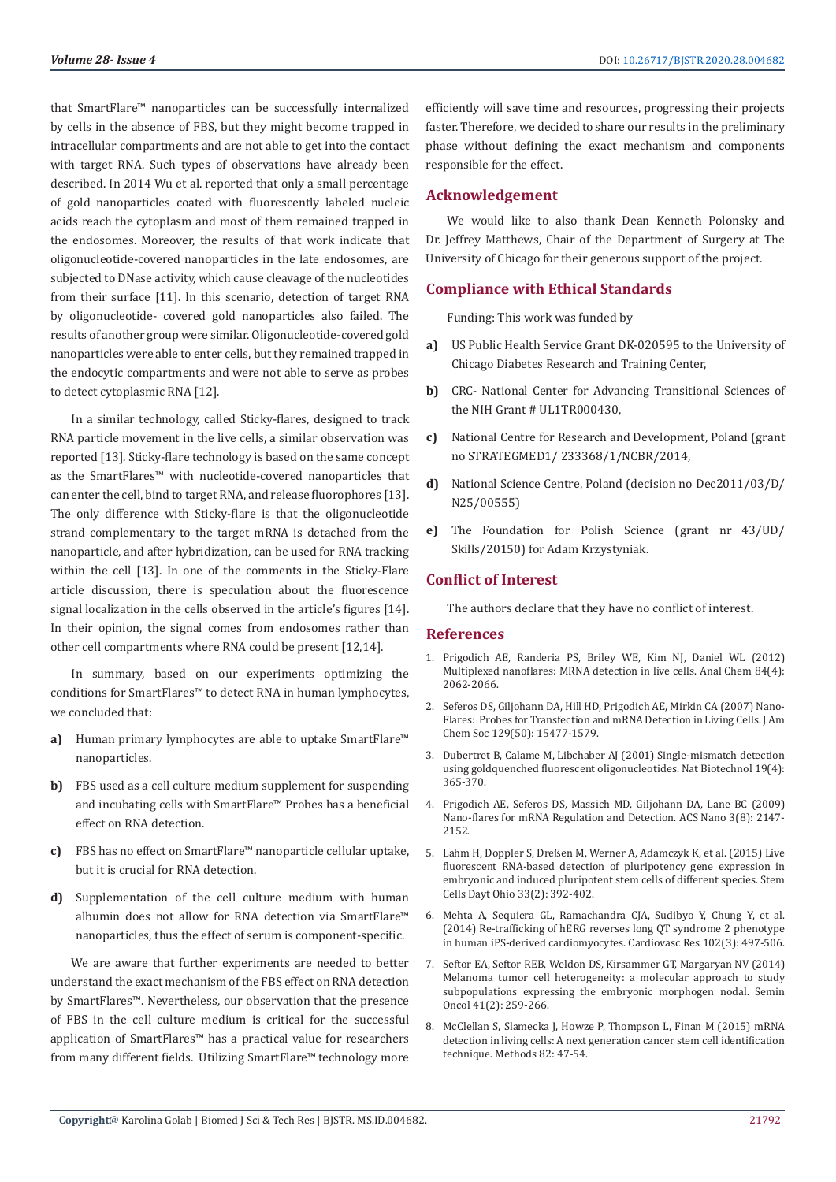that SmartFlare™ nanoparticles can be successfully internalized by cells in the absence of FBS, but they might become trapped in intracellular compartments and are not able to get into the contact with target RNA. Such types of observations have already been described. In 2014 Wu et al. reported that only a small percentage of gold nanoparticles coated with fluorescently labeled nucleic acids reach the cytoplasm and most of them remained trapped in the endosomes. Moreover, the results of that work indicate that oligonucleotide-covered nanoparticles in the late endosomes, are subjected to DNase activity, which cause cleavage of the nucleotides from their surface [11]. In this scenario, detection of target RNA by oligonucleotide- covered gold nanoparticles also failed. The results of another group were similar. Oligonucleotide-covered gold nanoparticles were able to enter cells, but they remained trapped in the endocytic compartments and were not able to serve as probes to detect cytoplasmic RNA [12].

In a similar technology, called Sticky-flares, designed to track RNA particle movement in the live cells, a similar observation was reported [13]. Sticky-flare technology is based on the same concept as the SmartFlares™ with nucleotide-covered nanoparticles that can enter the cell, bind to target RNA, and release fluorophores [13]. The only difference with Sticky-flare is that the oligonucleotide strand complementary to the target mRNA is detached from the nanoparticle, and after hybridization, can be used for RNA tracking within the cell [13]. In one of the comments in the Sticky-Flare article discussion, there is speculation about the fluorescence signal localization in the cells observed in the article's figures [14]. In their opinion, the signal comes from endosomes rather than other cell compartments where RNA could be present [12,14].

In summary, based on our experiments optimizing the conditions for SmartFlares™ to detect RNA in human lymphocytes, we concluded that:

a) Human primary lymphocytes are able to uptake SmartFlare™ nanoparticles.

b) FBS used as a cell culture medium supplement for suspending and incubating cells with SmartFlare™ Probes has a beneficial effect on RNA detection.

c) FBS has no effect on SmartFlare™ nanoparticle cellular uptake, but it is crucial for RNA detection.

d) Supplementation of the cell culture medium with human albumin does not allow for RNA detection via SmartFlare™ nanoparticles, thus the effect of serum is component-specific.

We are aware that further experiments are needed to better understand the exact mechanism of the FBS effect on RNA detection by SmartFlares™. Nevertheless, our observation that the presence of FBS in the cell culture medium is critical for the successful application of SmartFlares™ has a practical value for researchers from many different fields. Utilizing SmartFlare™ technology more efficiently will save time and resources, progressing their projects faster. Therefore, we decided to share our results in the preliminary phase without defining the exact mechanism and components responsible for the effect.

## Acknowledgement

We would like to also thank Dean Kenneth Polonsky and Dr. Jeffrey Matthews, Chair of the Department of Surgery at The University of Chicago for their generous support of the project.

## Compliance with Ethical Standards

Funding: This work was funded by

a) US Public Health Service Grant DK-020595 to the University of Chicago Diabetes Research and Training Center,

b) CRC- National Center for Advancing Transitional Sciences of the NIH Grant # UL1TR000430,

c) National Centre for Research and Development, Poland (grant no STRATEGMED1/ 233368/1/NCBR/2014,

d) National Science Centre, Poland (decision no Dec2011/03/D/ N25/00555)

e) The Foundation for Polish Science (grant nr 43/UD/ Skills/20150) for Adam Krzystyniak.

## Conflict of Interest

The authors declare that they have no conflict of interest.

## References

1. Prigodich AE, Randeria PS, Briley WE, Kim NJ, Daniel WL (2012) Multiplexed nanoflares: MRNA detection in live cells. Anal Chem 84(4): 2062-2066.
2. Seferos DS, Giljohann DA, Hill HD, Prigodich AE, Mirkin CA (2007) Nano-Flares: Probes for Transfection and mRNA Detection in Living Cells. J Am Chem Soc 129(50): 15477-1579.
3. Dubertret B, Calame M, Libchaber AJ (2001) Single-mismatch detection using goldquenched fluorescent oligonucleotides. Nat Biotechnol 19(4): 365-370.
4. Prigodich AE, Seferos DS, Massich MD, Giljohann DA, Lane BC (2009) Nano-flares for mRNA Regulation and Detection. ACS Nano 3(8): 2147-2152.
5. Lahm H, Doppler S, Dreßen M, Werner A, Adamczyk K, et al. (2015) Live fluorescent RNA-based detection of pluripotency gene expression in embryonic and induced pluripotent stem cells of different species. Stem Cells Dayt Ohio 33(2): 392-402.
6. Mehta A, Sequiera GL, Ramachandra CJA, Sudibyo Y, Chung Y, et al. (2014) Re-trafficking of hERG reverses long QT syndrome 2 phenotype in human iPS-derived cardiomyocytes. Cardiovasc Res 102(3): 497-506.
7. Seftor EA, Seftor REB, Weldon DS, Kirsammer GT, Margaryan NV (2014) Melanoma tumor cell heterogeneity: a molecular approach to study subpopulations expressing the embryonic morphogen nodal. Semin Oncol 41(2): 259-266.
8. McClellan S, Slamecka J, Howze P, Thompson L, Finan M (2015) mRNA detection in living cells: A next generation cancer stem cell identification technique. Methods 82: 47-54.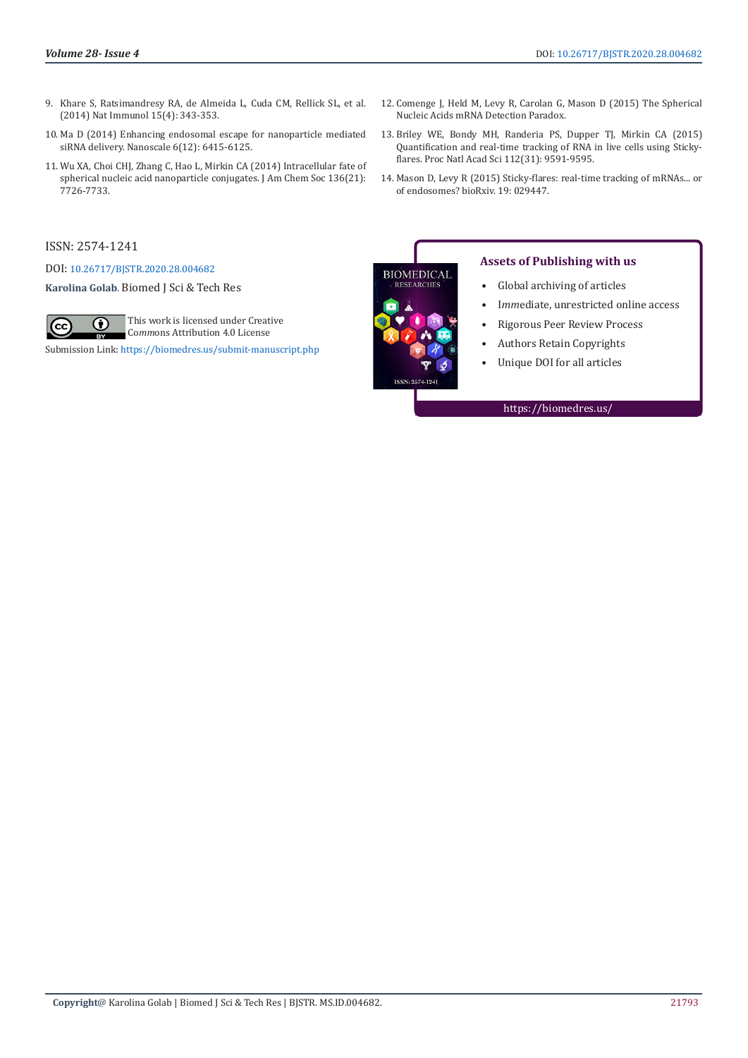9. Khare S, Ratsimandresy RA, de Almeida L, Cuda CM, Rellick SL, et al. (2014) Nat Immunol 15(4): 343-353.
10. Ma D (2014) Enhancing endosomal escape for nanoparticle mediated siRNA delivery. Nanoscale 6(12): 6415-6125.
11. Wu XA, Choi CHJ, Zhang C, Hao L, Mirkin CA (2014) Intracellular fate of spherical nucleic acid nanoparticle conjugates. J Am Chem Soc 136(21): 7726-7733.
12. Comenge J, Held M, Levy R, Carolan G, Mason D (2015) The Spherical Nucleic Acids mRNA Detection Paradox.
13. Briley WE, Bondy MH, Randeria PS, Dupper TJ, Mirkin CA (2015) Quantification and real-time tracking of RNA in live cells using Sticky-flares. Proc Natl Acad Sci 112(31): 9591-9595.
14. Mason D, Levy R (2015) Sticky-flares: real-time tracking of mRNAs... or of endosomes? bioRxiv. 19: 029447.

ISSN: 2574-1241

DOI: 10.26717/BJSTR.2020.28.004682

**Karolina Golab**. Biomed J Sci & Tech Res

This work is licensed under Creative Commons Attribution 4.0 License

Submission Link: https://biomedres.us/submit-manuscript.php

**Assets of Publishing with us**

- Global archiving of articles
- Immediate, unrestricted online access
- Rigorous Peer Review Process
- Authors Retain Copyrights
- Unique DOI for all articles

https://biomedres.us/